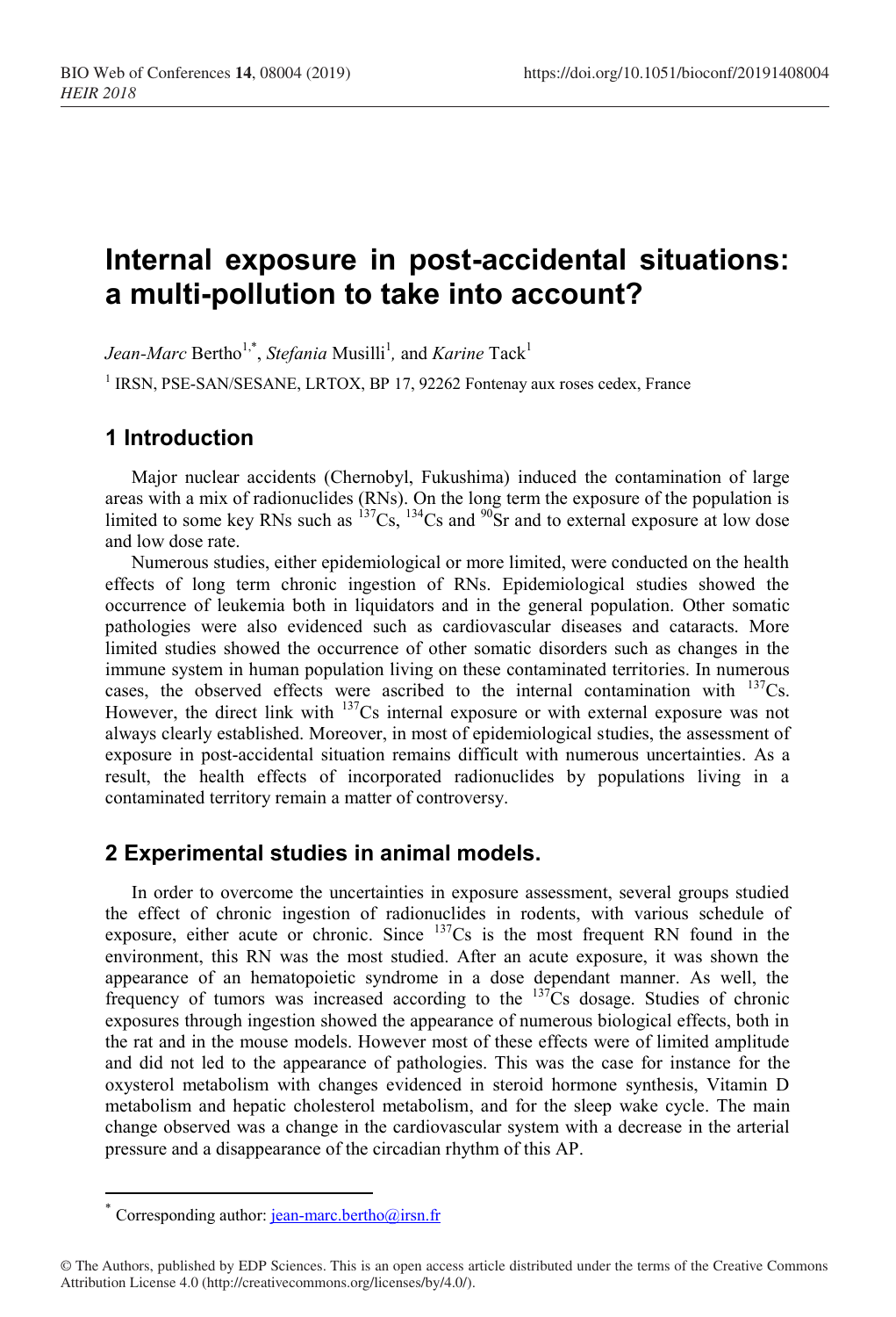# Internal exposure in post-accidental situations: a multi-pollution to take into account?

*Jean-Marc* Bertho[1,*], *Stefania* Musilli[1], and *Karine* Tack[1]

[1] IRSN, PSE-SAN/SESANE, LRTOX, BP 17, 92262 Fontenay aux roses cedex, France

## 1 Introduction

Major nuclear accidents (Chernobyl, Fukushima) induced the contamination of large areas with a mix of radionuclides (RNs). On the long term the exposure of the population is limited to some key RNs such as $^{137}Cs$, $^{134}Cs$ and $^{90}Sr$ and to external exposure at low dose and low dose rate.

Numerous studies, either epidemiological or more limited, were conducted on the health effects of long term chronic ingestion of RNs. Epidemiological studies showed the occurrence of leukemia both in liquidators and in the general population. Other somatic pathologies were also evidenced such as cardiovascular diseases and cataracts. More limited studies showed the occurrence of other somatic disorders such as changes in the immune system in human population living on these contaminated territories. In numerous cases, the observed effects were ascribed to the internal contamination with $^{137}Cs$. However, the direct link with $^{137}Cs$ internal exposure or with external exposure was not always clearly established. Moreover, in most of epidemiological studies, the assessment of exposure in post-accidental situation remains difficult with numerous uncertainties. As a result, the health effects of incorporated radionuclides by populations living in a contaminated territory remain a matter of controversy.

## 2 Experimental studies in animal models.

In order to overcome the uncertainties in exposure assessment, several groups studied the effect of chronic ingestion of radionuclides in rodents, with various schedule of exposure, either acute or chronic. Since $^{137}Cs$ is the most frequent RN found in the environment, this RN was the most studied. After an acute exposure, it was shown the appearance of an hematopoietic syndrome in a dose dependant manner. As well, the frequency of tumors was increased according to the $^{137}Cs$ dosage. Studies of chronic exposures through ingestion showed the appearance of numerous biological effects, both in the rat and in the mouse models. However most of these effects were of limited amplitude and did not led to the appearance of pathologies. This was the case for instance for the oxysterol metabolism with changes evidenced in steroid hormone synthesis, Vitamin D metabolism and hepatic cholesterol metabolism, and for the sleep wake cycle. The main change observed was a change in the cardiovascular system with a decrease in the arterial pressure and a disappearance of the circadian rhythm of this AP.

[*] Corresponding author: jean-marc.bertho@irsn.fr

© The Authors, published by EDP Sciences. This is an open access article distributed under the terms of the Creative Commons Attribution License 4.0 (http://creativecommons.org/licenses/by/4.0/).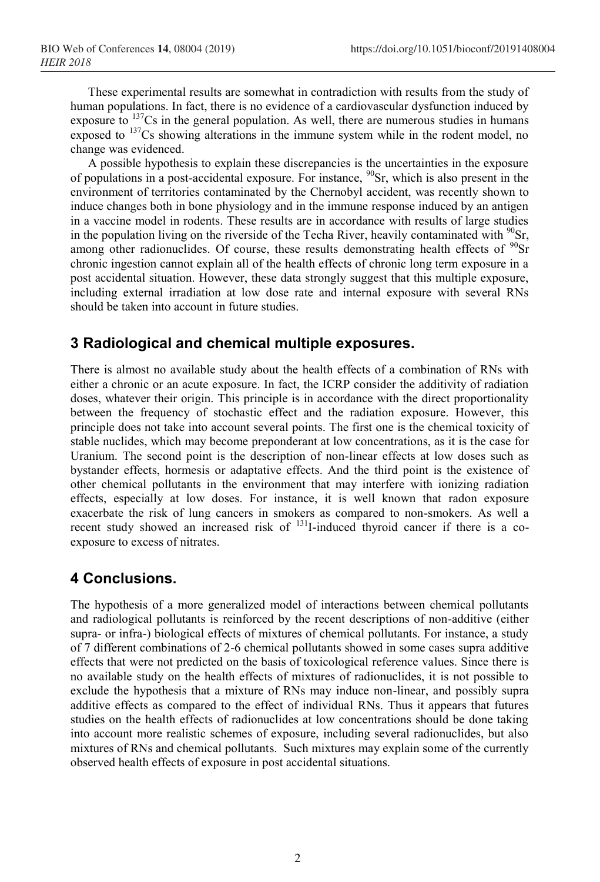These experimental results are somewhat in contradiction with results from the study of human populations. In fact, there is no evidence of a cardiovascular dysfunction induced by exposure to $^{137}$Cs in the general population. As well, there are numerous studies in humans exposed to $^{137}$Cs showing alterations in the immune system while in the rodent model, no change was evidenced.

A possible hypothesis to explain these discrepancies is the uncertainties in the exposure of populations in a post-accidental exposure. For instance, $^{90}$Sr, which is also present in the environment of territories contaminated by the Chernobyl accident, was recently shown to induce changes both in bone physiology and in the immune response induced by an antigen in a vaccine model in rodents. These results are in accordance with results of large studies in the population living on the riverside of the Techa River, heavily contaminated with $^{90}$Sr, among other radionuclides. Of course, these results demonstrating health effects of $^{90}$Sr chronic ingestion cannot explain all of the health effects of chronic long term exposure in a post accidental situation. However, these data strongly suggest that this multiple exposure, including external irradiation at low dose rate and internal exposure with several RNs should be taken into account in future studies.

## 3 Radiological and chemical multiple exposures.

There is almost no available study about the health effects of a combination of RNs with either a chronic or an acute exposure. In fact, the ICRP consider the additivity of radiation doses, whatever their origin. This principle is in accordance with the direct proportionality between the frequency of stochastic effect and the radiation exposure. However, this principle does not take into account several points. The first one is the chemical toxicity of stable nuclides, which may become preponderant at low concentrations, as it is the case for Uranium. The second point is the description of non-linear effects at low doses such as bystander effects, hormesis or adaptative effects. And the third point is the existence of other chemical pollutants in the environment that may interfere with ionizing radiation effects, especially at low doses. For instance, it is well known that radon exposure exacerbate the risk of lung cancers in smokers as compared to non-smokers. As well a recent study showed an increased risk of $^{131}$I-induced thyroid cancer if there is a co-exposure to excess of nitrates.

## 4 Conclusions.

The hypothesis of a more generalized model of interactions between chemical pollutants and radiological pollutants is reinforced by the recent descriptions of non-additive (either supra- or infra-) biological effects of mixtures of chemical pollutants. For instance, a study of 7 different combinations of 2-6 chemical pollutants showed in some cases supra additive effects that were not predicted on the basis of toxicological reference values. Since there is no available study on the health effects of mixtures of radionuclides, it is not possible to exclude the hypothesis that a mixture of RNs may induce non-linear, and possibly supra additive effects as compared to the effect of individual RNs. Thus it appears that futures studies on the health effects of radionuclides at low concentrations should be done taking into account more realistic schemes of exposure, including several radionuclides, but also mixtures of RNs and chemical pollutants. Such mixtures may explain some of the currently observed health effects of exposure in post accidental situations.